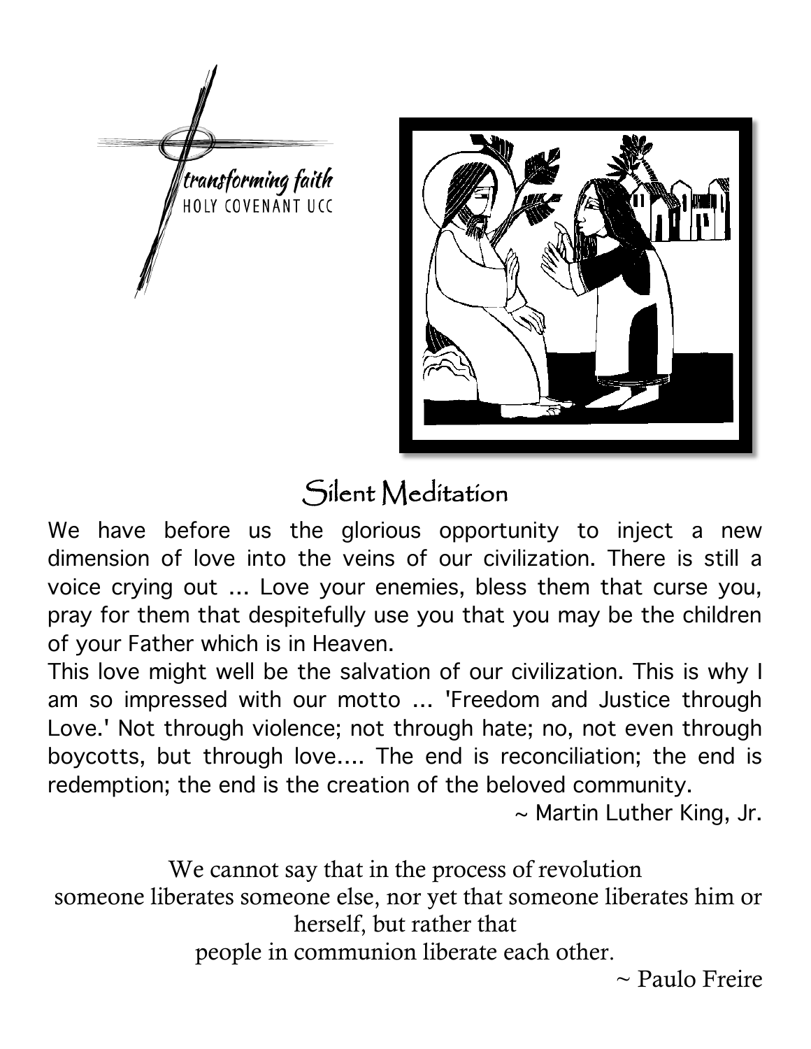transforming faith
HOLY COVENANT UCC

# Silent Meditation

We have before us the glorious opportunity to inject a new dimension of love into the veins of our civilization. There is still a voice crying out ... Love your enemies, bless them that curse you, pray for them that despitefully use you that you may be the children of your Father which is in Heaven.
This love might well be the salvation of our civilization. This is why I am so impressed with our motto ... 'Freedom and Justice through Love.' Not through violence; not through hate; no, not even through boycotts, but through love.... The end is reconciliation; the end is redemption; the end is the creation of the beloved community.

~ Martin Luther King, Jr.

We cannot say that in the process of revolution
someone liberates someone else, nor yet that someone liberates him or herself, but rather that
people in communion liberate each other.

~ Paulo Freire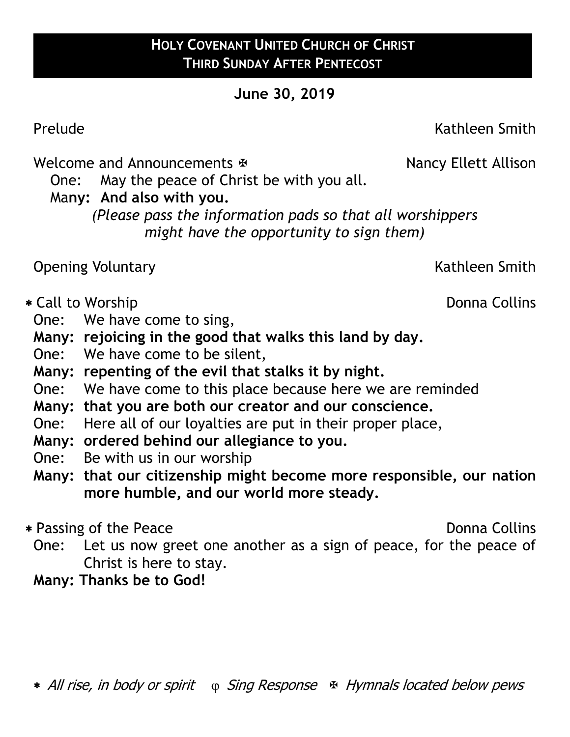**HOLY COVENANT UNITED CHURCH OF CHRIST**
**THIRD SUNDAY AFTER PENTECOST**

**June 30, 2019**

Prelude — Kathleen Smith

Welcome and Announcements ✠ — Nancy Ellett Allison

One: May the peace of Christ be with you all.
**Many: And also with you.**

*(Please pass the information pads so that all worshippers might have the opportunity to sign them)*

Opening Voluntary — Kathleen Smith

∗ Call to Worship — Donna Collins

One: We have come to sing,
**Many: rejoicing in the good that walks this land by day.**
One: We have come to be silent,
**Many: repenting of the evil that stalks it by night.**
One: We have come to this place because here we are reminded
**Many: that you are both our creator and our conscience.**
One: Here all of our loyalties are put in their proper place,
**Many: ordered behind our allegiance to you.**
One: Be with us in our worship
**Many: that our citizenship might become more responsible, our nation more humble, and our world more steady.**

∗ Passing of the Peace — Donna Collins

One: Let us now greet one another as a sign of peace, for the peace of Christ is here to stay.
**Many: Thanks be to God!**

∗ *All rise, in body or spirit* φ *Sing Response* ✠ *Hymnals located below pews*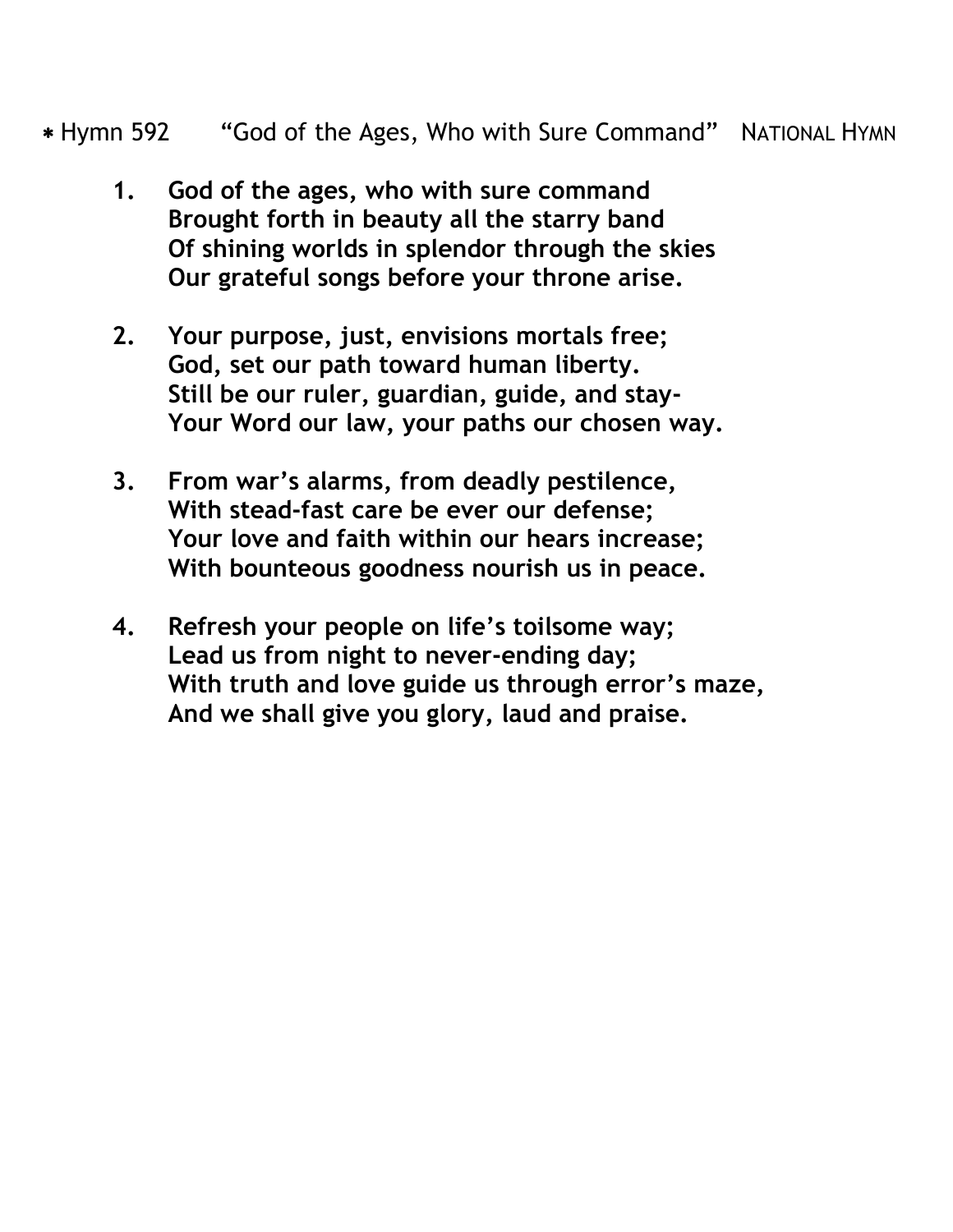* Hymn 592 "God of the Ages, Who with Sure Command" NATIONAL HYMN

**1. God of the ages, who with sure command**
**Brought forth in beauty all the starry band**
**Of shining worlds in splendor through the skies**
**Our grateful songs before your throne arise.**

**2. Your purpose, just, envisions mortals free;**
**God, set our path toward human liberty.**
**Still be our ruler, guardian, guide, and stay-**
**Your Word our law, your paths our chosen way.**

**3. From war's alarms, from deadly pestilence,**
**With stead-fast care be ever our defense;**
**Your love and faith within our hears increase;**
**With bounteous goodness nourish us in peace.**

**4. Refresh your people on life's toilsome way;**
**Lead us from night to never-ending day;**
**With truth and love guide us through error's maze,**
**And we shall give you glory, laud and praise.**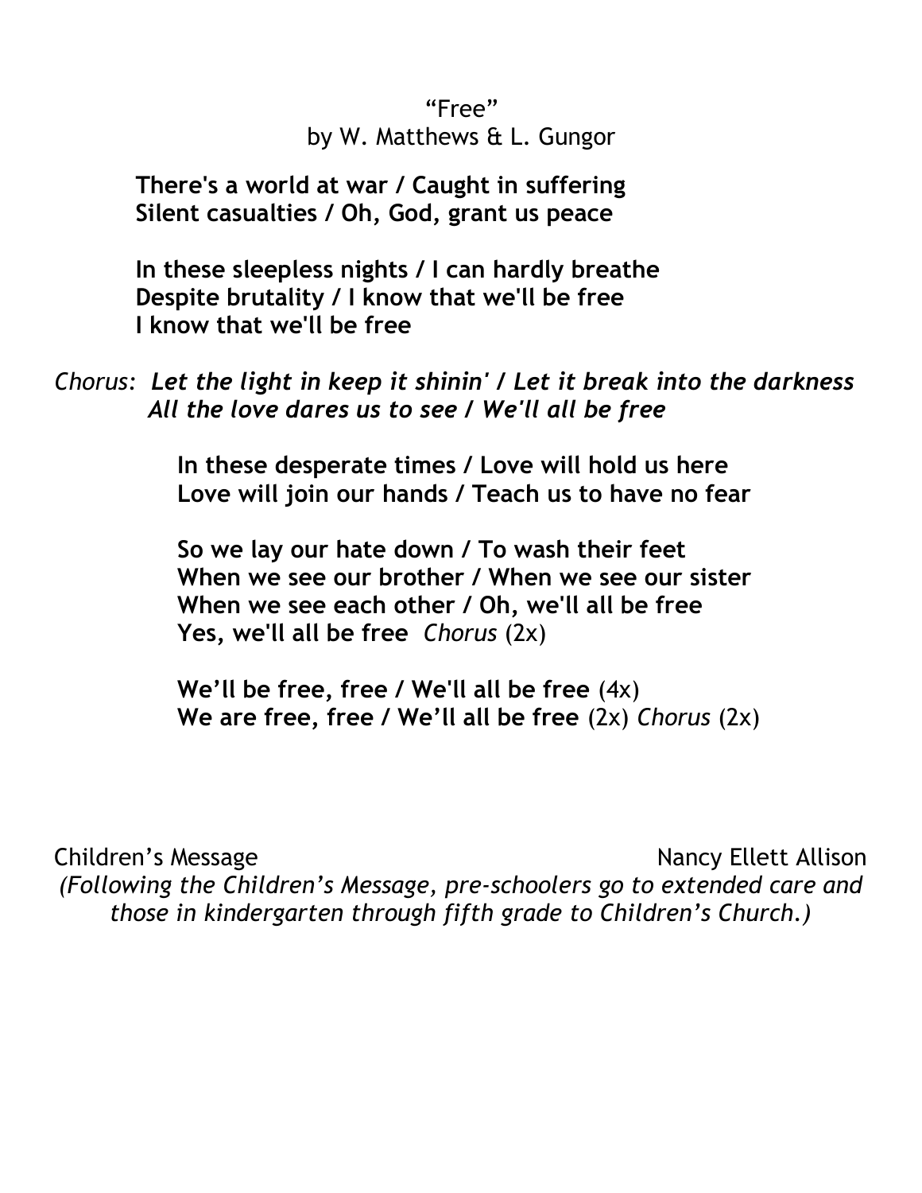"Free"
by W. Matthews & L. Gungor

**There's a world at war / Caught in suffering**
**Silent casualties / Oh, God, grant us peace**

**In these sleepless nights / I can hardly breathe**
**Despite brutality / I know that we'll be free**
**I know that we'll be free**

*Chorus:* ***Let the light in keep it shinin' / Let it break into the darkness***
***All the love dares us to see / We'll all be free***

**In these desperate times / Love will hold us here**
**Love will join our hands / Teach us to have no fear**

**So we lay our hate down / To wash their feet**
**When we see our brother / When we see our sister**
**When we see each other / Oh, we'll all be free**
**Yes, we'll all be free** *Chorus* (2x)

**We'll be free, free / We'll all be free** (4x)
**We are free, free / We'll all be free** (2x) *Chorus* (2x)

Children's Message — Nancy Ellett Allison

*(Following the Children's Message, pre-schoolers go to extended care and those in kindergarten through fifth grade to Children's Church.)*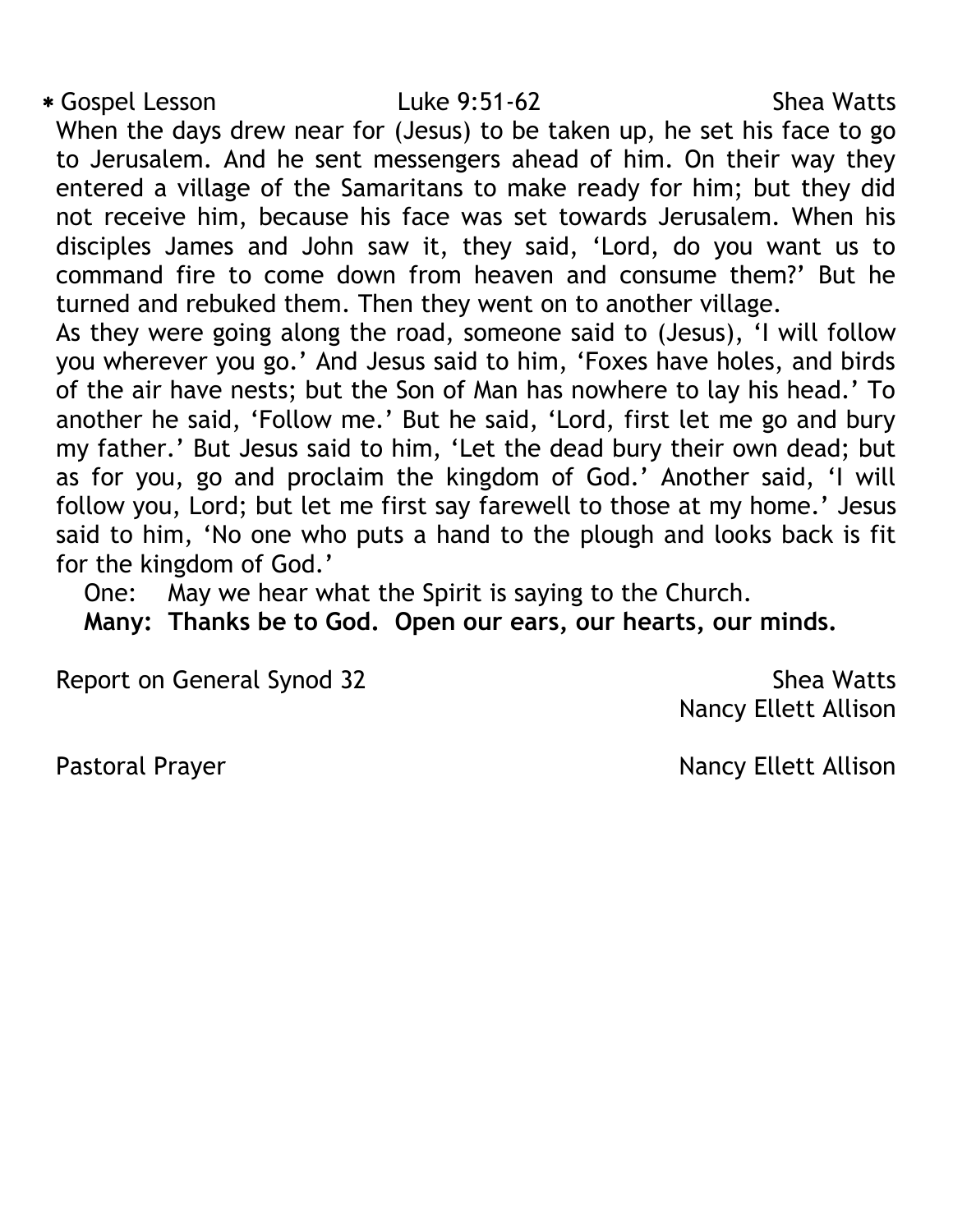∗ Gospel Lesson Luke 9:51-62 Shea Watts

When the days drew near for (Jesus) to be taken up, he set his face to go to Jerusalem. And he sent messengers ahead of him. On their way they entered a village of the Samaritans to make ready for him; but they did not receive him, because his face was set towards Jerusalem. When his disciples James and John saw it, they said, 'Lord, do you want us to command fire to come down from heaven and consume them?' But he turned and rebuked them. Then they went on to another village.

As they were going along the road, someone said to (Jesus), 'I will follow you wherever you go.' And Jesus said to him, 'Foxes have holes, and birds of the air have nests; but the Son of Man has nowhere to lay his head.' To another he said, 'Follow me.' But he said, 'Lord, first let me go and bury my father.' But Jesus said to him, 'Let the dead bury their own dead; but as for you, go and proclaim the kingdom of God.' Another said, 'I will follow you, Lord; but let me first say farewell to those at my home.' Jesus said to him, 'No one who puts a hand to the plough and looks back is fit for the kingdom of God.'

One: May we hear what the Spirit is saying to the Church.

**Many: Thanks be to God. Open our ears, our hearts, our minds.**

Report on General Synod 32 Shea Watts
Nancy Ellett Allison

Pastoral Prayer Nancy Ellett Allison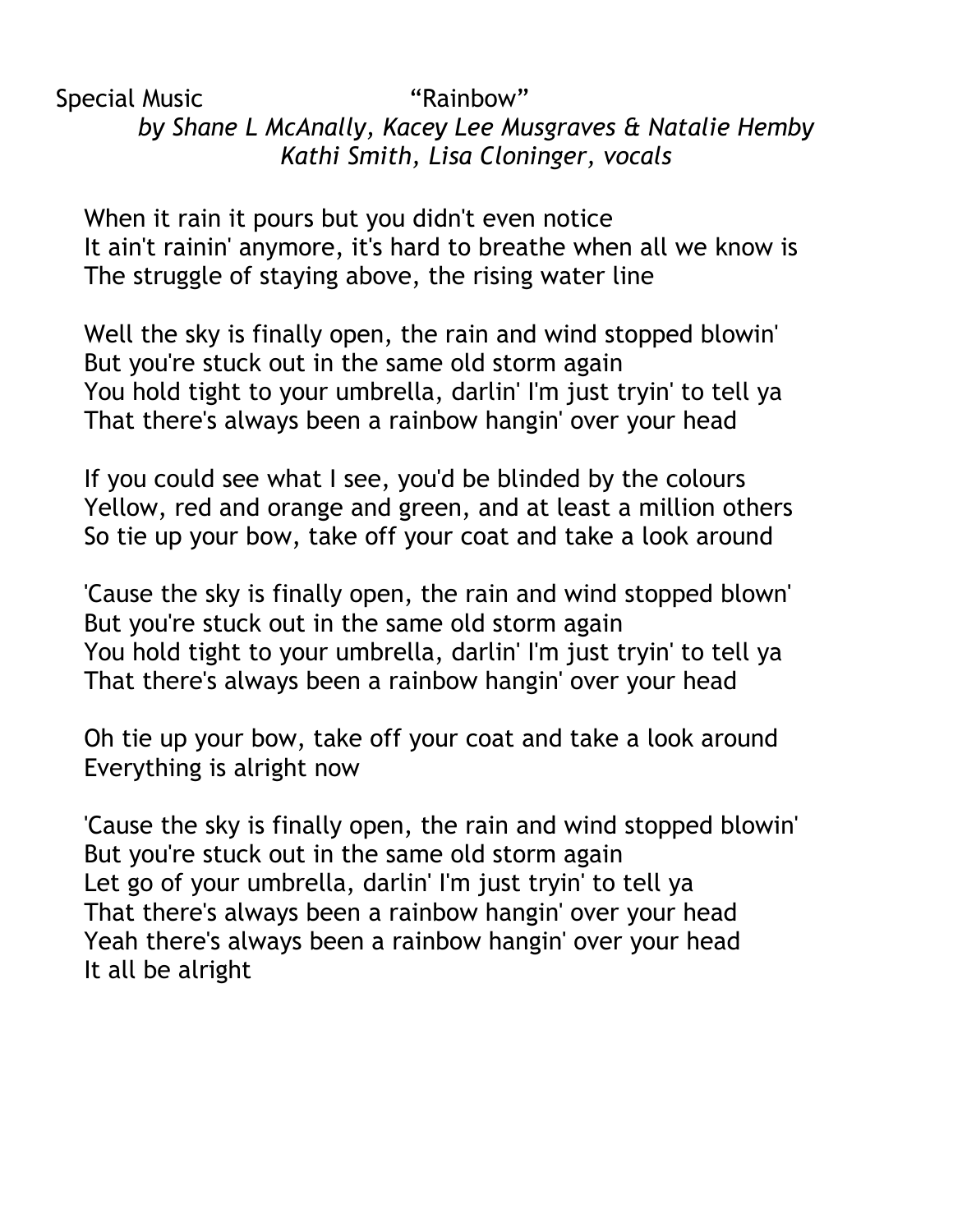Special Music "Rainbow"

*by Shane L McAnally, Kacey Lee Musgraves & Natalie Hemby*
*Kathi Smith, Lisa Cloninger, vocals*

When it rain it pours but you didn't even notice
It ain't rainin' anymore, it's hard to breathe when all we know is
The struggle of staying above, the rising water line

Well the sky is finally open, the rain and wind stopped blowin'
But you're stuck out in the same old storm again
You hold tight to your umbrella, darlin' I'm just tryin' to tell ya
That there's always been a rainbow hangin' over your head

If you could see what I see, you'd be blinded by the colours
Yellow, red and orange and green, and at least a million others
So tie up your bow, take off your coat and take a look around

'Cause the sky is finally open, the rain and wind stopped blown'
But you're stuck out in the same old storm again
You hold tight to your umbrella, darlin' I'm just tryin' to tell ya
That there's always been a rainbow hangin' over your head

Oh tie up your bow, take off your coat and take a look around
Everything is alright now

'Cause the sky is finally open, the rain and wind stopped blowin'
But you're stuck out in the same old storm again
Let go of your umbrella, darlin' I'm just tryin' to tell ya
That there's always been a rainbow hangin' over your head
Yeah there's always been a rainbow hangin' over your head
It all be alright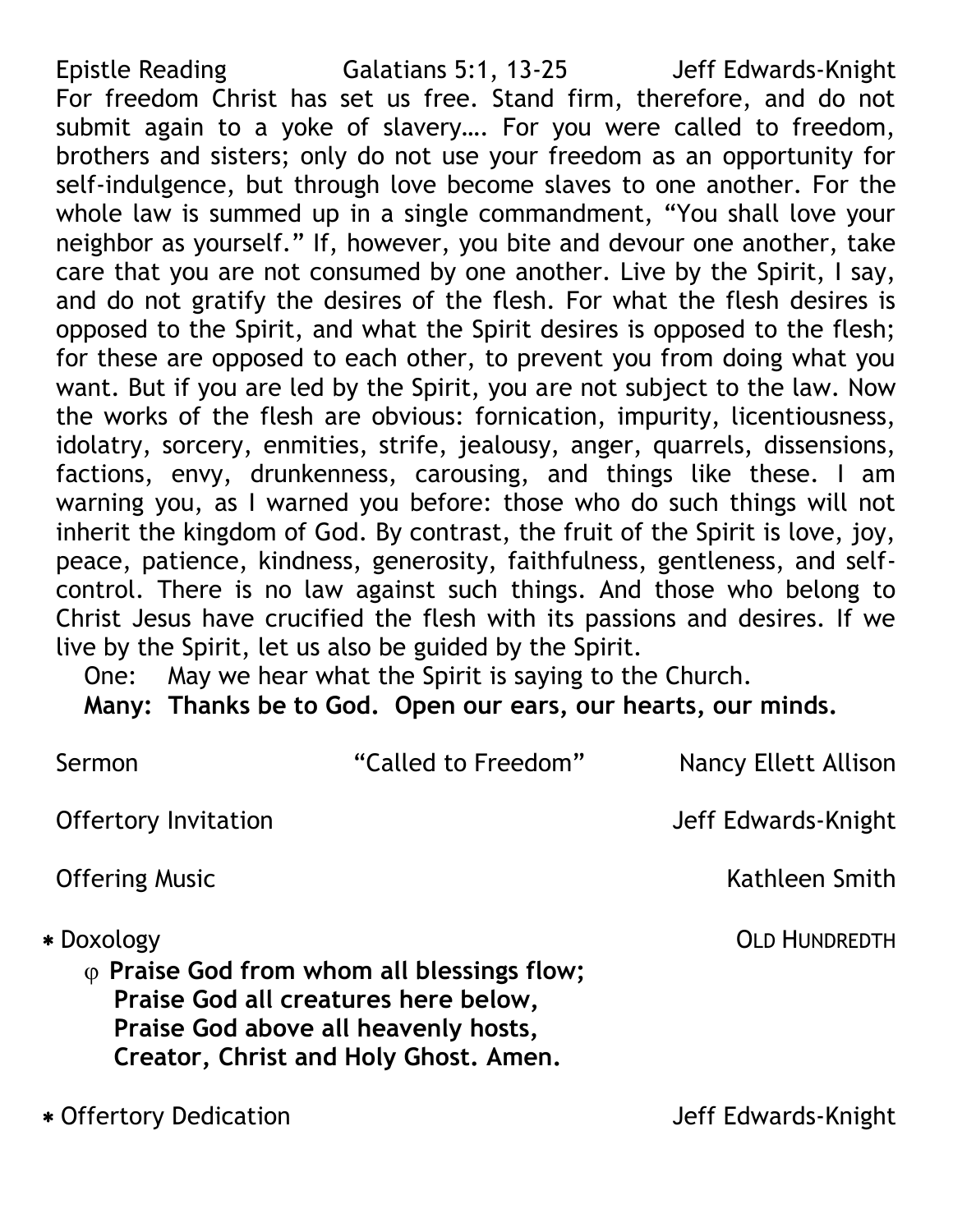Epistle Reading Galatians 5:1, 13-25 Jeff Edwards-Knight

For freedom Christ has set us free. Stand firm, therefore, and do not submit again to a yoke of slavery…. For you were called to freedom, brothers and sisters; only do not use your freedom as an opportunity for self-indulgence, but through love become slaves to one another. For the whole law is summed up in a single commandment, “You shall love your neighbor as yourself.” If, however, you bite and devour one another, take care that you are not consumed by one another. Live by the Spirit, I say, and do not gratify the desires of the flesh. For what the flesh desires is opposed to the Spirit, and what the Spirit desires is opposed to the flesh; for these are opposed to each other, to prevent you from doing what you want. But if you are led by the Spirit, you are not subject to the law. Now the works of the flesh are obvious: fornication, impurity, licentiousness, idolatry, sorcery, enmities, strife, jealousy, anger, quarrels, dissensions, factions, envy, drunkenness, carousing, and things like these. I am warning you, as I warned you before: those who do such things will not inherit the kingdom of God. By contrast, the fruit of the Spirit is love, joy, peace, patience, kindness, generosity, faithfulness, gentleness, and self-control. There is no law against such things. And those who belong to Christ Jesus have crucified the flesh with its passions and desires. If we live by the Spirit, let us also be guided by the Spirit.

One: May we hear what the Spirit is saying to the Church.

**Many: Thanks be to God. Open our ears, our hearts, our minds.**

Sermon “Called to Freedom” Nancy Ellett Allison

Offertory Invitation Jeff Edwards-Knight

Offering Music Kathleen Smith

* Doxology OLD HUNDREDTH

φ **Praise God from whom all blessings flow;**
**Praise God all creatures here below,**
**Praise God above all heavenly hosts,**
**Creator, Christ and Holy Ghost. Amen.**

* Offertory Dedication Jeff Edwards-Knight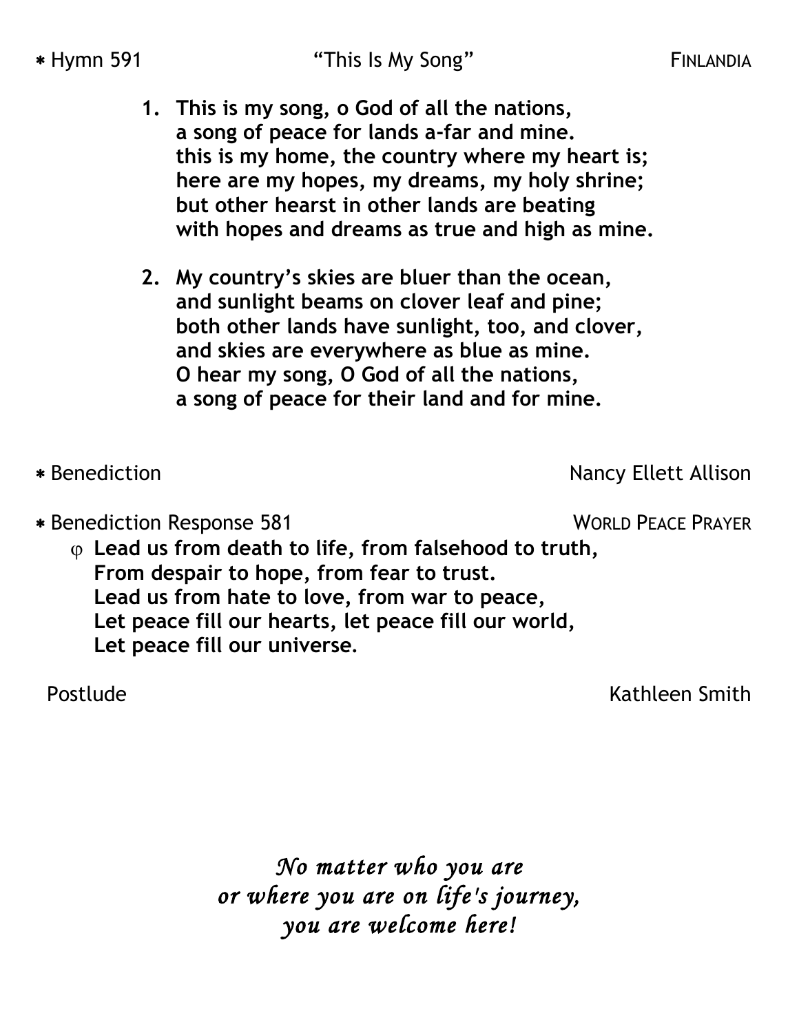∗ Hymn 591 "This Is My Song" FINLANDIA

1. **This is my song, o God of all the nations,**
   **a song of peace for lands a-far and mine.**
   **this is my home, the country where my heart is;**
   **here are my hopes, my dreams, my holy shrine;**
   **but other hearst in other lands are beating**
   **with hopes and dreams as true and high as mine.**

2. **My country's skies are bluer than the ocean,**
   **and sunlight beams on clover leaf and pine;**
   **both other lands have sunlight, too, and clover,**
   **and skies are everywhere as blue as mine.**
   **O hear my song, O God of all the nations,**
   **a song of peace for their land and for mine.**

∗ Benediction Nancy Ellett Allison

∗ Benediction Response 581 WORLD PEACE PRAYER

φ **Lead us from death to life, from falsehood to truth,**
**From despair to hope, from fear to trust.**
**Lead us from hate to love, from war to peace,**
**Let peace fill our hearts, let peace fill our world,**
**Let peace fill our universe.**

Postlude Kathleen Smith

*No matter who you are*
*or where you are on life's journey,*
*you are welcome here!*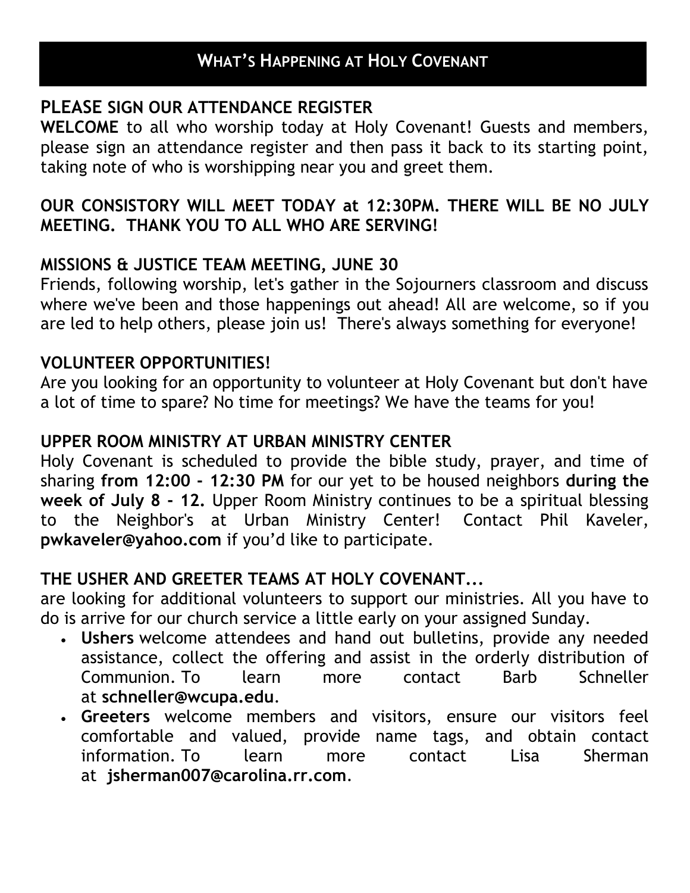## WHAT'S HAPPENING AT HOLY COVENANT

### PLEASE SIGN OUR ATTENDANCE REGISTER

**WELCOME** to all who worship today at Holy Covenant! Guests and members, please sign an attendance register and then pass it back to its starting point, taking note of who is worshipping near you and greet them.

### OUR CONSISTORY WILL MEET TODAY at 12:30PM. THERE WILL BE NO JULY MEETING. THANK YOU TO ALL WHO ARE SERVING!

### MISSIONS & JUSTICE TEAM MEETING, JUNE 30

Friends, following worship, let's gather in the Sojourners classroom and discuss where we've been and those happenings out ahead! All are welcome, so if you are led to help others, please join us! There's always something for everyone!

### VOLUNTEER OPPORTUNITIES!

Are you looking for an opportunity to volunteer at Holy Covenant but don't have a lot of time to spare? No time for meetings? We have the teams for you!

### UPPER ROOM MINISTRY AT URBAN MINISTRY CENTER

Holy Covenant is scheduled to provide the bible study, prayer, and time of sharing **from 12:00 - 12:30 PM** for our yet to be housed neighbors **during the week of July 8 - 12.** Upper Room Ministry continues to be a spiritual blessing to the Neighbor's at Urban Ministry Center! Contact Phil Kaveler, **pwkaveler@yahoo.com** if you'd like to participate.

### THE USHER AND GREETER TEAMS AT HOLY COVENANT...

are looking for additional volunteers to support our ministries. All you have to do is arrive for our church service a little early on your assigned Sunday.

- **Ushers** welcome attendees and hand out bulletins, provide any needed assistance, collect the offering and assist in the orderly distribution of Communion. To learn more contact Barb Schneller at **schneller@wcupa.edu**.
- **Greeters** welcome members and visitors, ensure our visitors feel comfortable and valued, provide name tags, and obtain contact information. To learn more contact Lisa Sherman at **jsherman007@carolina.rr.com**.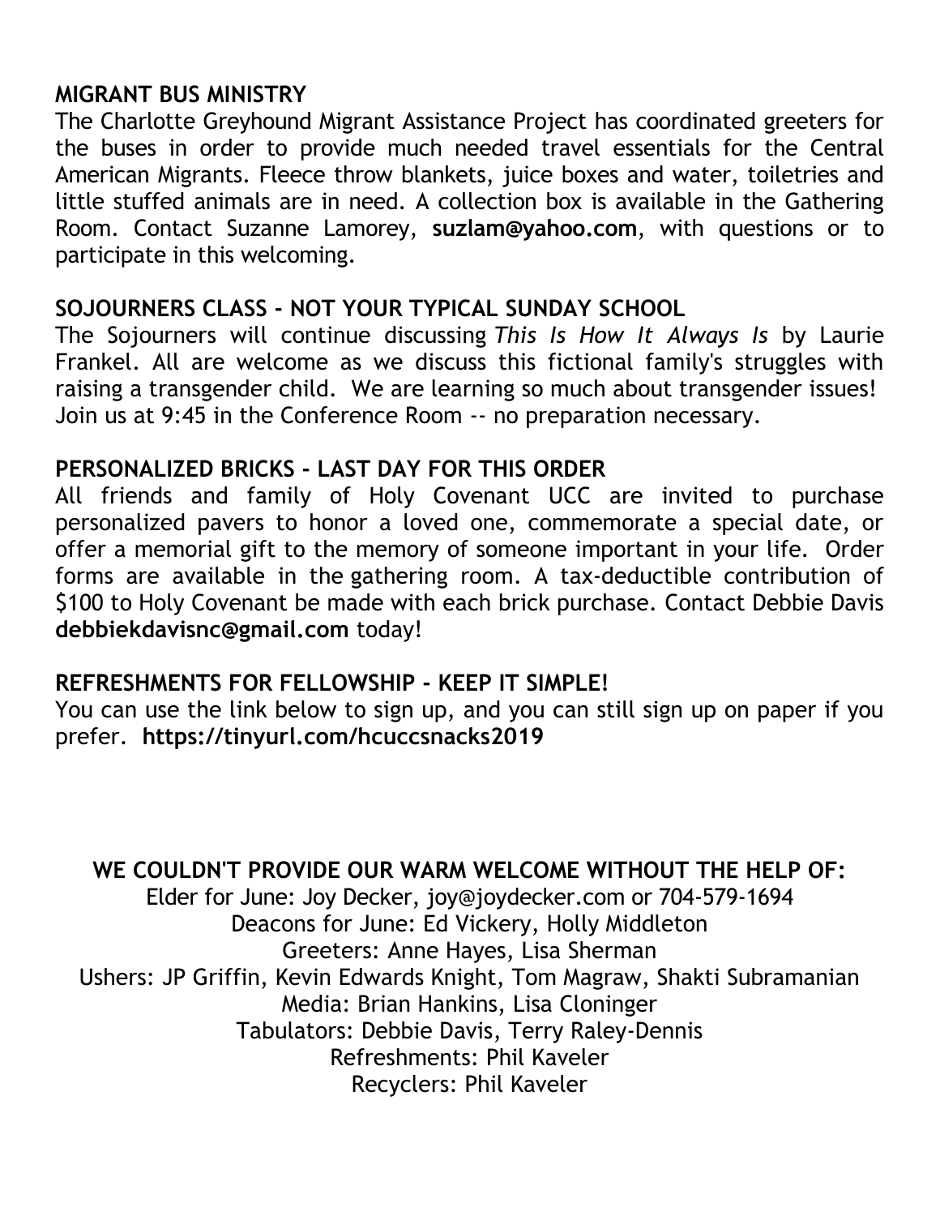**MIGRANT BUS MINISTRY**

The Charlotte Greyhound Migrant Assistance Project has coordinated greeters for the buses in order to provide much needed travel essentials for the Central American Migrants. Fleece throw blankets, juice boxes and water, toiletries and little stuffed animals are in need. A collection box is available in the Gathering Room. Contact Suzanne Lamorey, **suzlam@yahoo.com**, with questions or to participate in this welcoming.

**SOJOURNERS CLASS - NOT YOUR TYPICAL SUNDAY SCHOOL**

The Sojourners will continue discussing *This Is How It Always Is* by Laurie Frankel. All are welcome as we discuss this fictional family's struggles with raising a transgender child. We are learning so much about transgender issues! Join us at 9:45 in the Conference Room -- no preparation necessary.

**PERSONALIZED BRICKS - LAST DAY FOR THIS ORDER**

All friends and family of Holy Covenant UCC are invited to purchase personalized pavers to honor a loved one, commemorate a special date, or offer a memorial gift to the memory of someone important in your life. Order forms are available in the gathering room. A tax-deductible contribution of $100 to Holy Covenant be made with each brick purchase. Contact Debbie Davis **debbiekdavisnc@gmail.com** today!

**REFRESHMENTS FOR FELLOWSHIP - KEEP IT SIMPLE!**

You can use the link below to sign up, and you can still sign up on paper if you prefer. **https://tinyurl.com/hcuccsnacks2019**

**WE COULDN'T PROVIDE OUR WARM WELCOME WITHOUT THE HELP OF:**

Elder for June: Joy Decker, joy@joydecker.com or 704-579-1694
Deacons for June: Ed Vickery, Holly Middleton
Greeters: Anne Hayes, Lisa Sherman
Ushers: JP Griffin, Kevin Edwards Knight, Tom Magraw, Shakti Subramanian
Media: Brian Hankins, Lisa Cloninger
Tabulators: Debbie Davis, Terry Raley-Dennis
Refreshments: Phil Kaveler
Recyclers: Phil Kaveler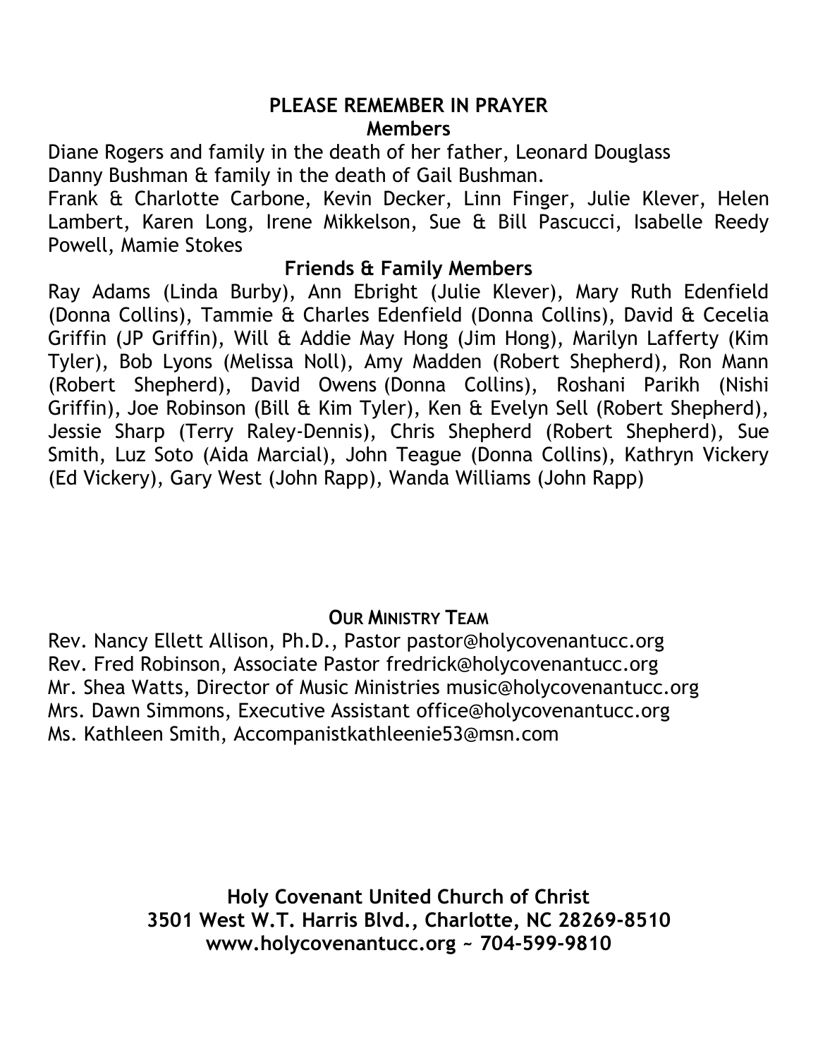## PLEASE REMEMBER IN PRAYER

### Members

Diane Rogers and family in the death of her father, Leonard Douglass
Danny Bushman & family in the death of Gail Bushman.
Frank & Charlotte Carbone, Kevin Decker, Linn Finger, Julie Klever, Helen Lambert, Karen Long, Irene Mikkelson, Sue & Bill Pascucci, Isabelle Reedy Powell, Mamie Stokes

### Friends & Family Members

Ray Adams (Linda Burby), Ann Ebright (Julie Klever), Mary Ruth Edenfield (Donna Collins), Tammie & Charles Edenfield (Donna Collins), David & Cecelia Griffin (JP Griffin), Will & Addie May Hong (Jim Hong), Marilyn Lafferty (Kim Tyler), Bob Lyons (Melissa Noll), Amy Madden (Robert Shepherd), Ron Mann (Robert Shepherd), David Owens (Donna Collins), Roshani Parikh (Nishi Griffin), Joe Robinson (Bill & Kim Tyler), Ken & Evelyn Sell (Robert Shepherd), Jessie Sharp (Terry Raley-Dennis), Chris Shepherd (Robert Shepherd), Sue Smith, Luz Soto (Aida Marcial), John Teague (Donna Collins), Kathryn Vickery (Ed Vickery), Gary West (John Rapp), Wanda Williams (John Rapp)

## OUR MINISTRY TEAM

Rev. Nancy Ellett Allison, Ph.D., Pastor pastor@holycovenantucc.org
Rev. Fred Robinson, Associate Pastor fredrick@holycovenantucc.org
Mr. Shea Watts, Director of Music Ministries music@holycovenantucc.org
Mrs. Dawn Simmons, Executive Assistant office@holycovenantucc.org
Ms. Kathleen Smith, Accompanistkathleenie53@msn.com

**Holy Covenant United Church of Christ**
**3501 West W.T. Harris Blvd., Charlotte, NC 28269-8510**
**www.holycovenantucc.org ~ 704-599-9810**